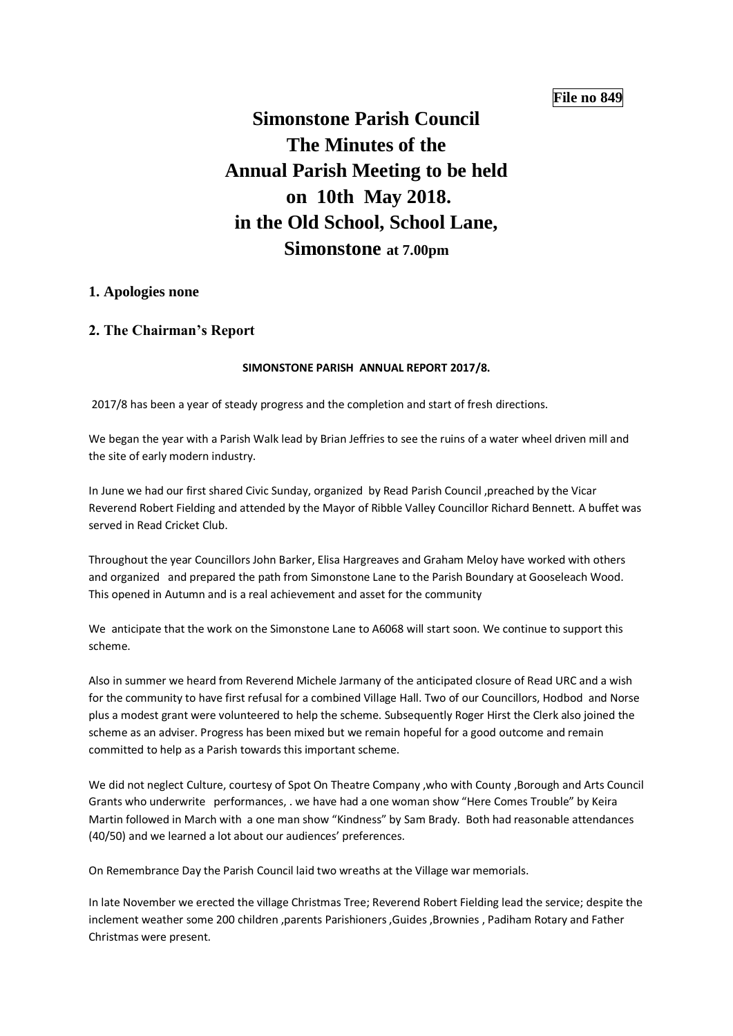**File no 849**

# Simonstone Parish Council
# The Minutes of the
# Annual Parish Meeting to be held
# on 10th May 2018.
# in the Old School, School Lane,
# Simonstone at 7.00pm

## 1. Apologies none

## 2. The Chairman's Report

### SIMONSTONE PARISH ANNUAL REPORT 2017/8.

2017/8 has been a year of steady progress and the completion and start of fresh directions.

We began the year with a Parish Walk lead by Brian Jeffries to see the ruins of a water wheel driven mill and the site of early modern industry.

In June we had our first shared Civic Sunday, organized by Read Parish Council ,preached by the Vicar Reverend Robert Fielding and attended by the Mayor of Ribble Valley Councillor Richard Bennett. A buffet was served in Read Cricket Club.

Throughout the year Councillors John Barker, Elisa Hargreaves and Graham Meloy have worked with others and organized and prepared the path from Simonstone Lane to the Parish Boundary at Gooseleach Wood. This opened in Autumn and is a real achievement and asset for the community

We anticipate that the work on the Simonstone Lane to A6068 will start soon. We continue to support this scheme.

Also in summer we heard from Reverend Michele Jarmany of the anticipated closure of Read URC and a wish for the community to have first refusal for a combined Village Hall. Two of our Councillors, Hodbod and Norse plus a modest grant were volunteered to help the scheme. Subsequently Roger Hirst the Clerk also joined the scheme as an adviser. Progress has been mixed but we remain hopeful for a good outcome and remain committed to help as a Parish towards this important scheme.

We did not neglect Culture, courtesy of Spot On Theatre Company ,who with County ,Borough and Arts Council Grants who underwrite performances, . we have had a one woman show "Here Comes Trouble" by Keira Martin followed in March with a one man show "Kindness" by Sam Brady. Both had reasonable attendances (40/50) and we learned a lot about our audiences' preferences.

On Remembrance Day the Parish Council laid two wreaths at the Village war memorials.

In late November we erected the village Christmas Tree; Reverend Robert Fielding lead the service; despite the inclement weather some 200 children ,parents Parishioners ,Guides ,Brownies , Padiham Rotary and Father Christmas were present.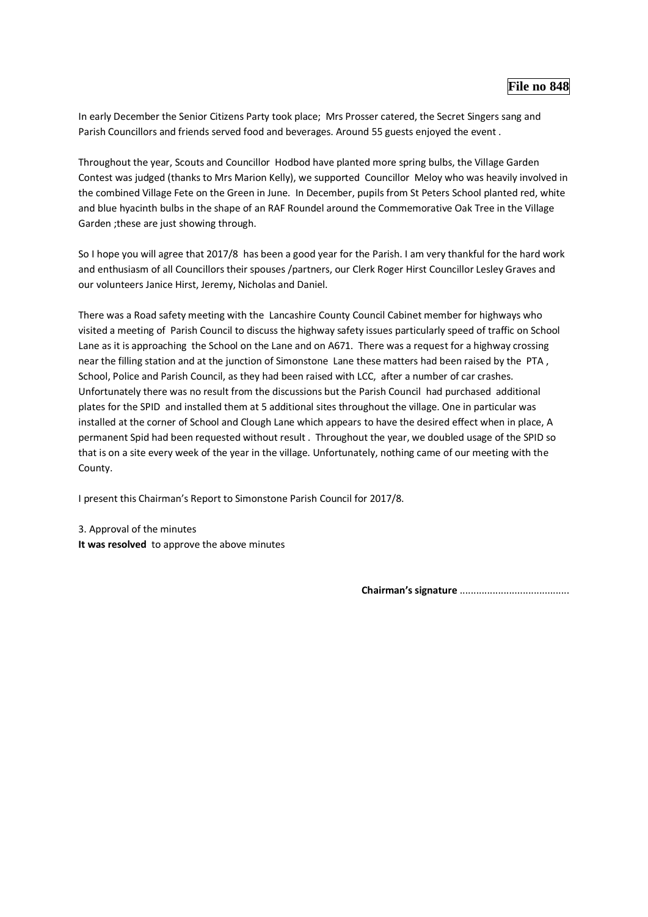**File no 848**

In early December the Senior Citizens Party took place; Mrs Prosser catered, the Secret Singers sang and Parish Councillors and friends served food and beverages. Around 55 guests enjoyed the event .

Throughout the year, Scouts and Councillor Hodbod have planted more spring bulbs, the Village Garden Contest was judged (thanks to Mrs Marion Kelly), we supported Councillor Meloy who was heavily involved in the combined Village Fete on the Green in June. In December, pupils from St Peters School planted red, white and blue hyacinth bulbs in the shape of an RAF Roundel around the Commemorative Oak Tree in the Village Garden ;these are just showing through.

So I hope you will agree that 2017/8 has been a good year for the Parish. I am very thankful for the hard work and enthusiasm of all Councillors their spouses /partners, our Clerk Roger Hirst Councillor Lesley Graves and our volunteers Janice Hirst, Jeremy, Nicholas and Daniel.

There was a Road safety meeting with the Lancashire County Council Cabinet member for highways who visited a meeting of Parish Council to discuss the highway safety issues particularly speed of traffic on School Lane as it is approaching the School on the Lane and on A671. There was a request for a highway crossing near the filling station and at the junction of Simonstone Lane these matters had been raised by the PTA , School, Police and Parish Council, as they had been raised with LCC, after a number of car crashes. Unfortunately there was no result from the discussions but the Parish Council had purchased additional plates for the SPID and installed them at 5 additional sites throughout the village. One in particular was installed at the corner of School and Clough Lane which appears to have the desired effect when in place, A permanent Spid had been requested without result . Throughout the year, we doubled usage of the SPID so that is on a site every week of the year in the village. Unfortunately, nothing came of our meeting with the County.

I present this Chairman's Report to Simonstone Parish Council for 2017/8.

3. Approval of the minutes
**It was resolved** to approve the above minutes

**Chairman's signature** ........................................